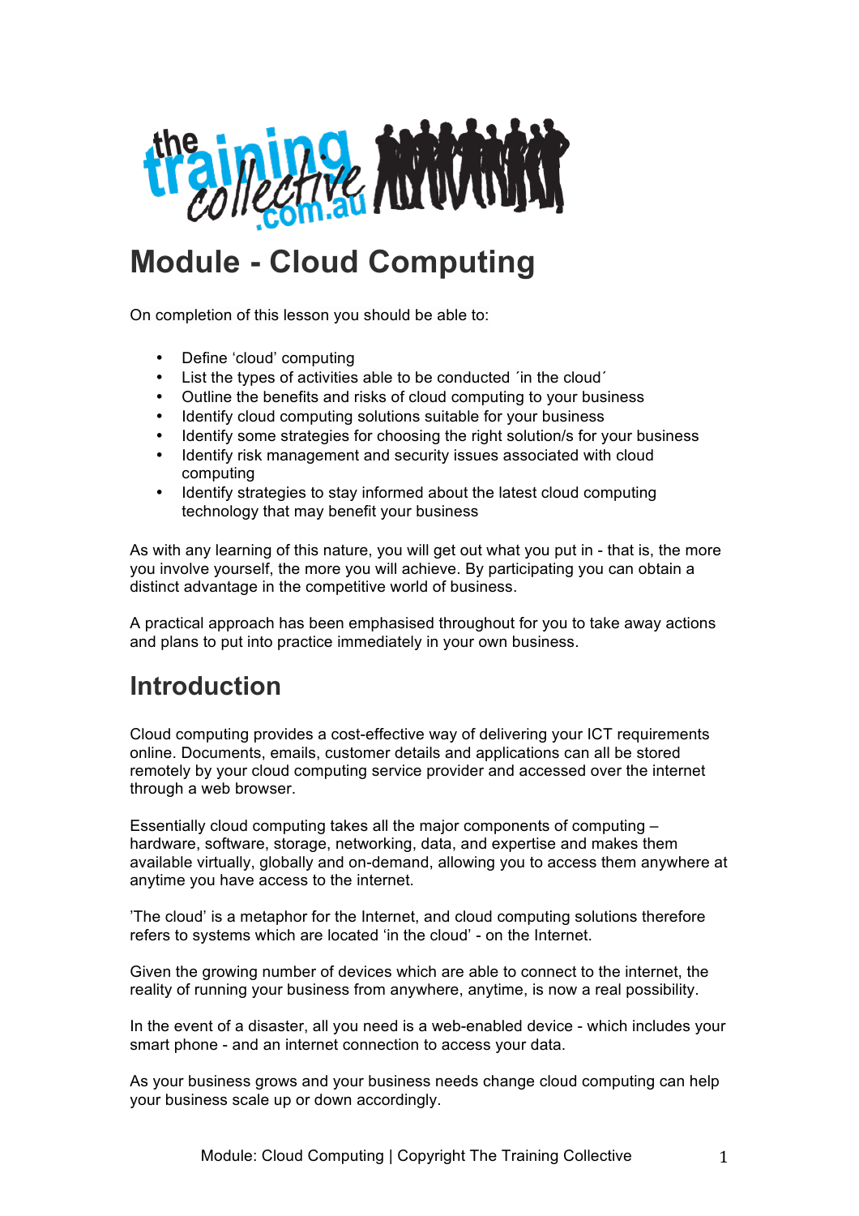# Module - Cloud Computing

On completion of this lesson you should be able to:

- Define 'cloud' computing
- List the types of activities able to be conducted ´in the cloud´
- Outline the benefits and risks of cloud computing to your business
- Identify cloud computing solutions suitable for your business
- Identify some strategies for choosing the right solution/s for your business
- Identify risk management and security issues associated with cloud computing
- Identify strategies to stay informed about the latest cloud computing technology that may benefit your business

As with any learning of this nature, you will get out what you put in - that is, the more you involve yourself, the more you will achieve. By participating you can obtain a distinct advantage in the competitive world of business.

A practical approach has been emphasised throughout for you to take away actions and plans to put into practice immediately in your own business.

## Introduction

Cloud computing provides a cost-effective way of delivering your ICT requirements online. Documents, emails, customer details and applications can all be stored remotely by your cloud computing service provider and accessed over the internet through a web browser.

Essentially cloud computing takes all the major components of computing – hardware, software, storage, networking, data, and expertise and makes them available virtually, globally and on-demand, allowing you to access them anywhere at anytime you have access to the internet.

'The cloud' is a metaphor for the Internet, and cloud computing solutions therefore refers to systems which are located 'in the cloud' - on the Internet.

Given the growing number of devices which are able to connect to the internet, the reality of running your business from anywhere, anytime, is now a real possibility.

In the event of a disaster, all you need is a web-enabled device - which includes your smart phone - and an internet connection to access your data.

As your business grows and your business needs change cloud computing can help your business scale up or down accordingly.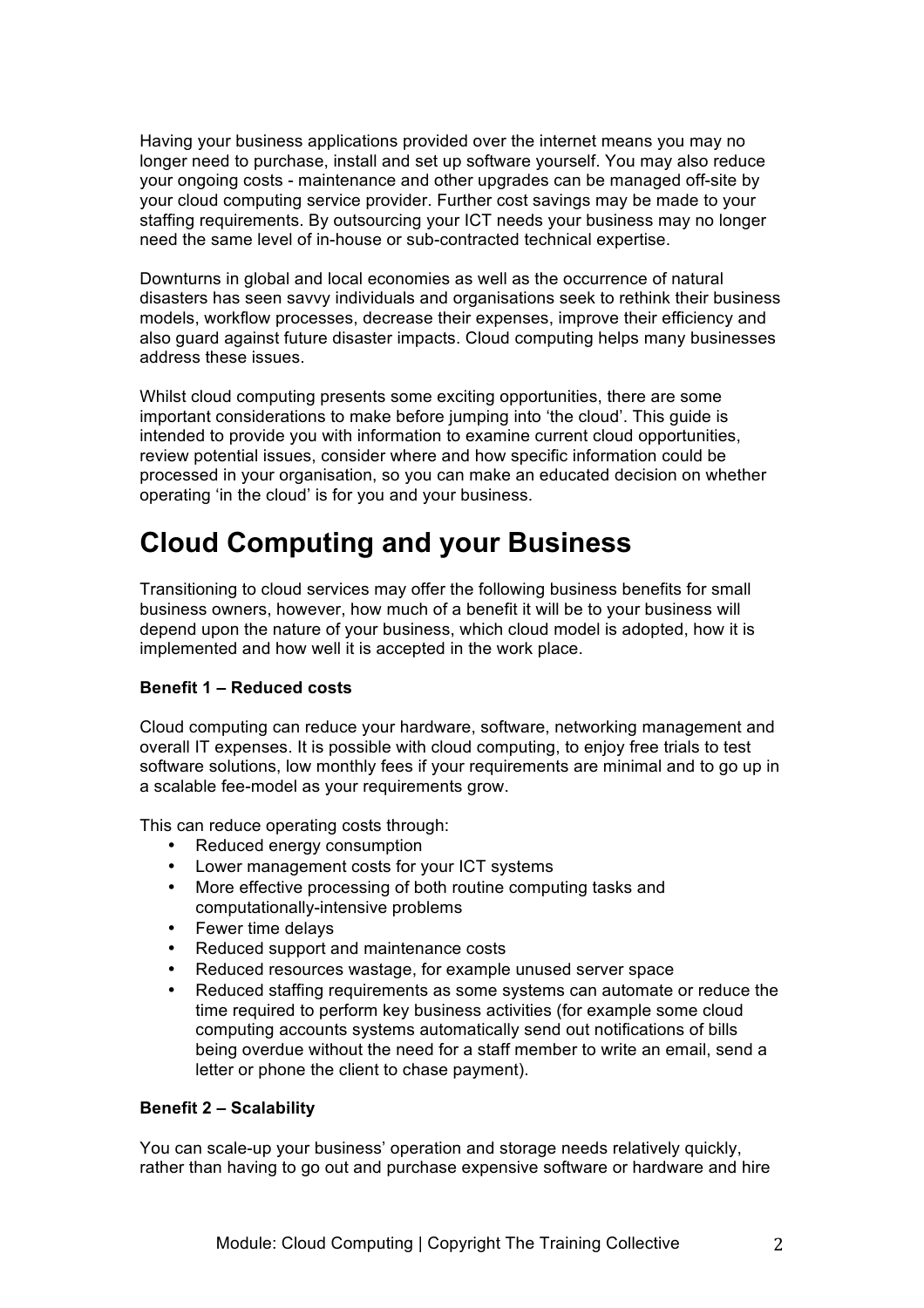Having your business applications provided over the internet means you may no longer need to purchase, install and set up software yourself. You may also reduce your ongoing costs - maintenance and other upgrades can be managed off-site by your cloud computing service provider. Further cost savings may be made to your staffing requirements. By outsourcing your ICT needs your business may no longer need the same level of in-house or sub-contracted technical expertise.

Downturns in global and local economies as well as the occurrence of natural disasters has seen savvy individuals and organisations seek to rethink their business models, workflow processes, decrease their expenses, improve their efficiency and also guard against future disaster impacts. Cloud computing helps many businesses address these issues.

Whilst cloud computing presents some exciting opportunities, there are some important considerations to make before jumping into 'the cloud'. This guide is intended to provide you with information to examine current cloud opportunities, review potential issues, consider where and how specific information could be processed in your organisation, so you can make an educated decision on whether operating 'in the cloud' is for you and your business.

# Cloud Computing and your Business

Transitioning to cloud services may offer the following business benefits for small business owners, however, how much of a benefit it will be to your business will depend upon the nature of your business, which cloud model is adopted, how it is implemented and how well it is accepted in the work place.

**Benefit 1 – Reduced costs**

Cloud computing can reduce your hardware, software, networking management and overall IT expenses. It is possible with cloud computing, to enjoy free trials to test software solutions, low monthly fees if your requirements are minimal and to go up in a scalable fee-model as your requirements grow.

This can reduce operating costs through:

- Reduced energy consumption
- Lower management costs for your ICT systems
- More effective processing of both routine computing tasks and computationally-intensive problems
- Fewer time delays
- Reduced support and maintenance costs
- Reduced resources wastage, for example unused server space
- Reduced staffing requirements as some systems can automate or reduce the time required to perform key business activities (for example some cloud computing accounts systems automatically send out notifications of bills being overdue without the need for a staff member to write an email, send a letter or phone the client to chase payment).

**Benefit 2 – Scalability**

You can scale-up your business' operation and storage needs relatively quickly, rather than having to go out and purchase expensive software or hardware and hire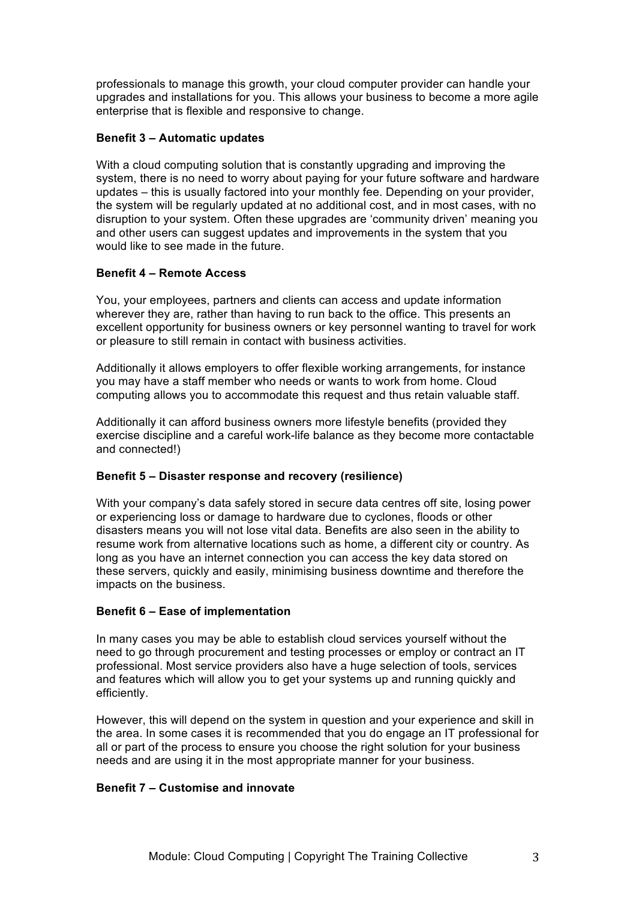professionals to manage this growth, your cloud computer provider can handle your upgrades and installations for you. This allows your business to become a more agile enterprise that is flexible and responsive to change.

**Benefit 3 – Automatic updates**

With a cloud computing solution that is constantly upgrading and improving the system, there is no need to worry about paying for your future software and hardware updates – this is usually factored into your monthly fee. Depending on your provider, the system will be regularly updated at no additional cost, and in most cases, with no disruption to your system. Often these upgrades are 'community driven' meaning you and other users can suggest updates and improvements in the system that you would like to see made in the future.

**Benefit 4 – Remote Access**

You, your employees, partners and clients can access and update information wherever they are, rather than having to run back to the office. This presents an excellent opportunity for business owners or key personnel wanting to travel for work or pleasure to still remain in contact with business activities.

Additionally it allows employers to offer flexible working arrangements, for instance you may have a staff member who needs or wants to work from home. Cloud computing allows you to accommodate this request and thus retain valuable staff.

Additionally it can afford business owners more lifestyle benefits (provided they exercise discipline and a careful work-life balance as they become more contactable and connected!)

**Benefit 5 – Disaster response and recovery (resilience)**

With your company's data safely stored in secure data centres off site, losing power or experiencing loss or damage to hardware due to cyclones, floods or other disasters means you will not lose vital data. Benefits are also seen in the ability to resume work from alternative locations such as home, a different city or country. As long as you have an internet connection you can access the key data stored on these servers, quickly and easily, minimising business downtime and therefore the impacts on the business.

**Benefit 6 – Ease of implementation**

In many cases you may be able to establish cloud services yourself without the need to go through procurement and testing processes or employ or contract an IT professional. Most service providers also have a huge selection of tools, services and features which will allow you to get your systems up and running quickly and efficiently.

However, this will depend on the system in question and your experience and skill in the area. In some cases it is recommended that you do engage an IT professional for all or part of the process to ensure you choose the right solution for your business needs and are using it in the most appropriate manner for your business.

**Benefit 7 – Customise and innovate**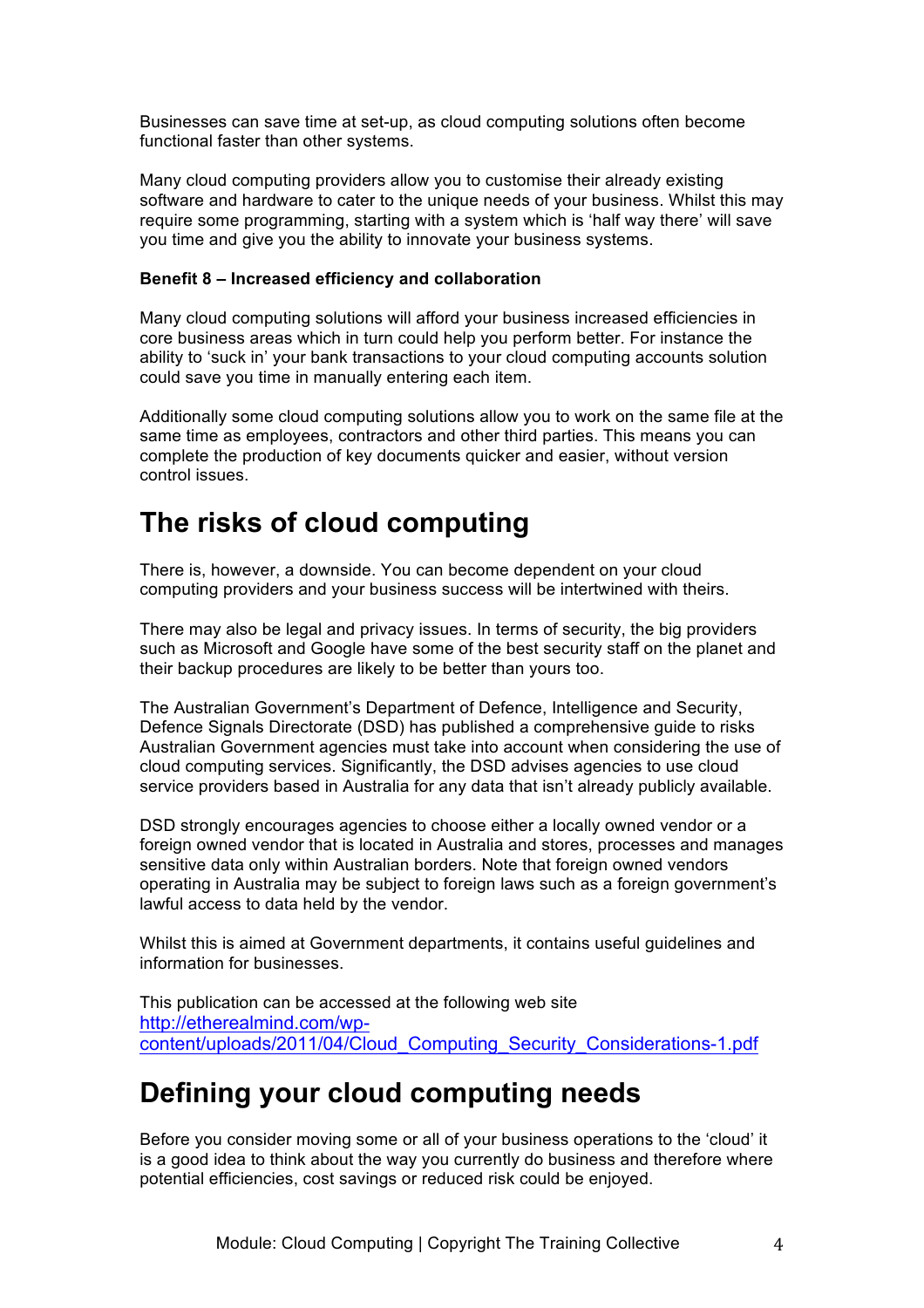Businesses can save time at set-up, as cloud computing solutions often become functional faster than other systems.

Many cloud computing providers allow you to customise their already existing software and hardware to cater to the unique needs of your business. Whilst this may require some programming, starting with a system which is 'half way there' will save you time and give you the ability to innovate your business systems.

**Benefit 8 – Increased efficiency and collaboration**

Many cloud computing solutions will afford your business increased efficiencies in core business areas which in turn could help you perform better. For instance the ability to 'suck in' your bank transactions to your cloud computing accounts solution could save you time in manually entering each item.

Additionally some cloud computing solutions allow you to work on the same file at the same time as employees, contractors and other third parties. This means you can complete the production of key documents quicker and easier, without version control issues.

# The risks of cloud computing

There is, however, a downside. You can become dependent on your cloud computing providers and your business success will be intertwined with theirs.

There may also be legal and privacy issues. In terms of security, the big providers such as Microsoft and Google have some of the best security staff on the planet and their backup procedures are likely to be better than yours too.

The Australian Government's Department of Defence, Intelligence and Security, Defence Signals Directorate (DSD) has published a comprehensive guide to risks Australian Government agencies must take into account when considering the use of cloud computing services. Significantly, the DSD advises agencies to use cloud service providers based in Australia for any data that isn't already publicly available.

DSD strongly encourages agencies to choose either a locally owned vendor or a foreign owned vendor that is located in Australia and stores, processes and manages sensitive data only within Australian borders. Note that foreign owned vendors operating in Australia may be subject to foreign laws such as a foreign government's lawful access to data held by the vendor.

Whilst this is aimed at Government departments, it contains useful guidelines and information for businesses.

This publication can be accessed at the following web site
http://etherealmind.com/wp-content/uploads/2011/04/Cloud_Computing_Security_Considerations-1.pdf

# Defining your cloud computing needs

Before you consider moving some or all of your business operations to the 'cloud' it is a good idea to think about the way you currently do business and therefore where potential efficiencies, cost savings or reduced risk could be enjoyed.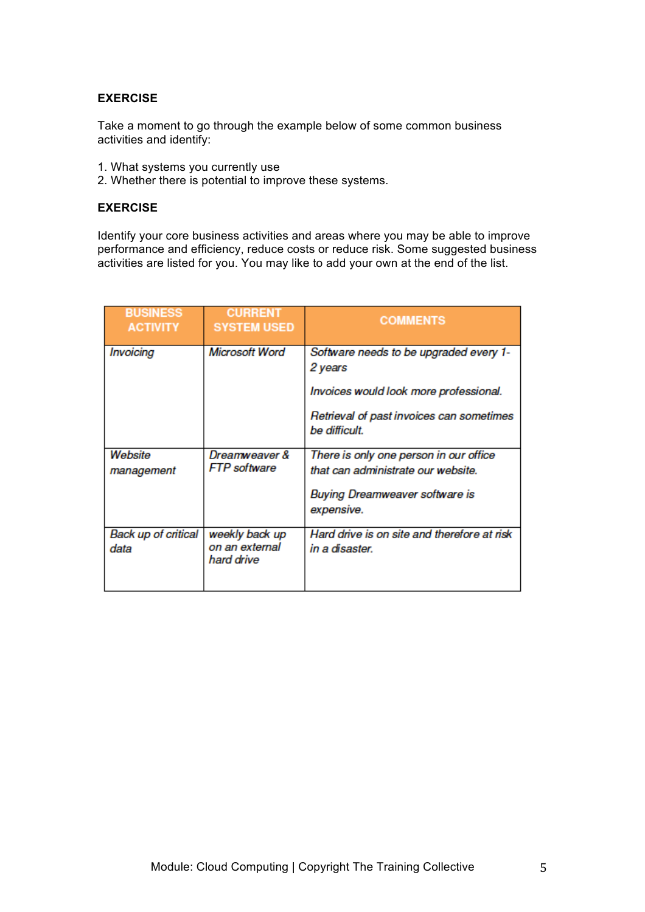**EXERCISE**

Take a moment to go through the example below of some common business activities and identify:

1. What systems you currently use
2. Whether there is potential to improve these systems.

**EXERCISE**

Identify your core business activities and areas where you may be able to improve performance and efficiency, reduce costs or reduce risk. Some suggested business activities are listed for you. You may like to add your own at the end of the list.

| BUSINESS ACTIVITY | CURRENT SYSTEM USED | COMMENTS |
|---|---|---|
| *Invoicing* | *Microsoft Word* | *Software needs to be upgraded every 1-2 years*<br><br>*Invoices would look more professional.*<br><br>*Retrieval of past invoices can sometimes be difficult.* |
| *Website management* | *Dreamweaver & FTP software* | *There is only one person in our office that can administrate our website.*<br><br>*Buying Dreamweaver software is expensive.* |
| *Back up of critical data* | *weekly back up on an external hard drive* | *Hard drive is on site and therefore at risk in a disaster.* |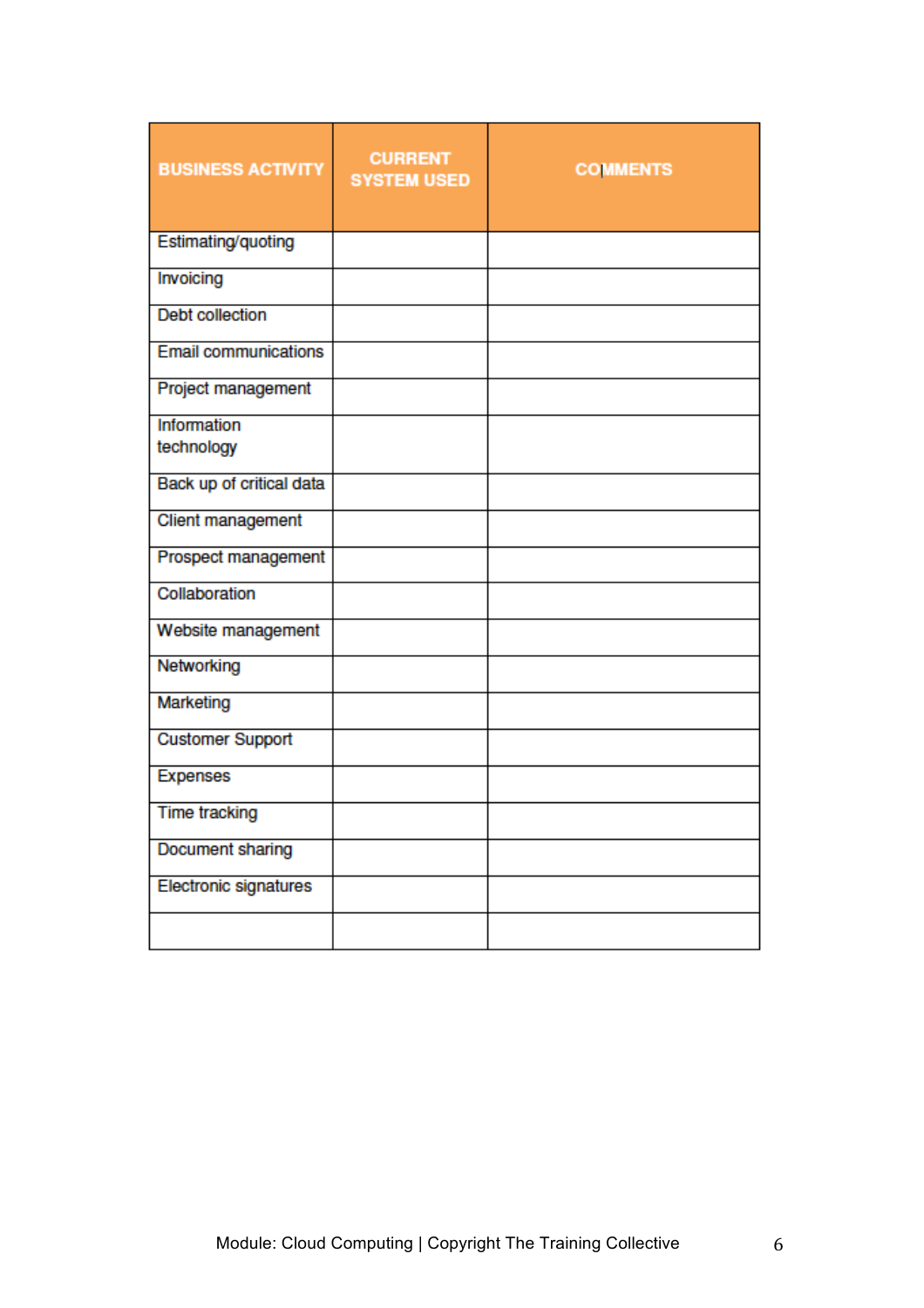| BUSINESS ACTIVITY | CURRENT SYSTEM USED | COMMENTS |
|---|---|---|
| Estimating/quoting | | |
| Invoicing | | |
| Debt collection | | |
| Email communications | | |
| Project management | | |
| Information technology | | |
| Back up of critical data | | |
| Client management | | |
| Prospect management | | |
| Collaboration | | |
| Website management | | |
| Networking | | |
| Marketing | | |
| Customer Support | | |
| Expenses | | |
| Time tracking | | |
| Document sharing | | |
| Electronic signatures | | |
| | | |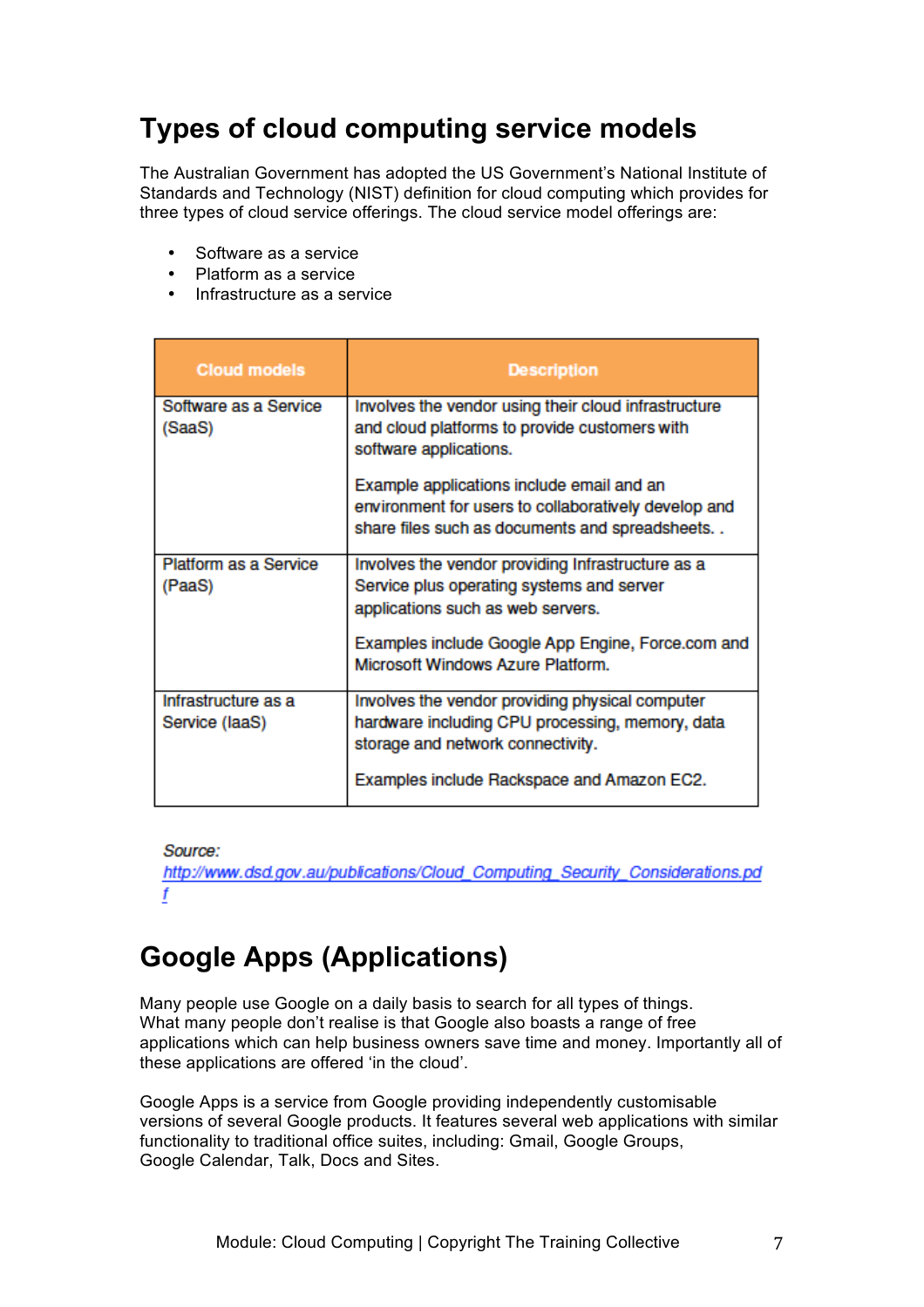# Types of cloud computing service models

The Australian Government has adopted the US Government's National Institute of Standards and Technology (NIST) definition for cloud computing which provides for three types of cloud service offerings. The cloud service model offerings are:

- Software as a service
- Platform as a service
- Infrastructure as a service

| Cloud models | Description |
|---|---|
| Software as a Service (SaaS) | Involves the vendor using their cloud infrastructure and cloud platforms to provide customers with software applications.<br><br>Example applications include email and an environment for users to collaboratively develop and share files such as documents and spreadsheets. . |
| Platform as a Service (PaaS) | Involves the vendor providing Infrastructure as a Service plus operating systems and server applications such as web servers.<br><br>Examples include Google App Engine, Force.com and Microsoft Windows Azure Platform. |
| Infrastructure as a Service (IaaS) | Involves the vendor providing physical computer hardware including CPU processing, memory, data storage and network connectivity.<br><br>Examples include Rackspace and Amazon EC2. |

*Source:*
*http://www.dsd.gov.au/publications/Cloud_Computing_Security_Considerations.pdf*

# Google Apps (Applications)

Many people use Google on a daily basis to search for all types of things. What many people don't realise is that Google also boasts a range of free applications which can help business owners save time and money. Importantly all of these applications are offered 'in the cloud'.

Google Apps is a service from Google providing independently customisable versions of several Google products. It features several web applications with similar functionality to traditional office suites, including: Gmail, Google Groups, Google Calendar, Talk, Docs and Sites.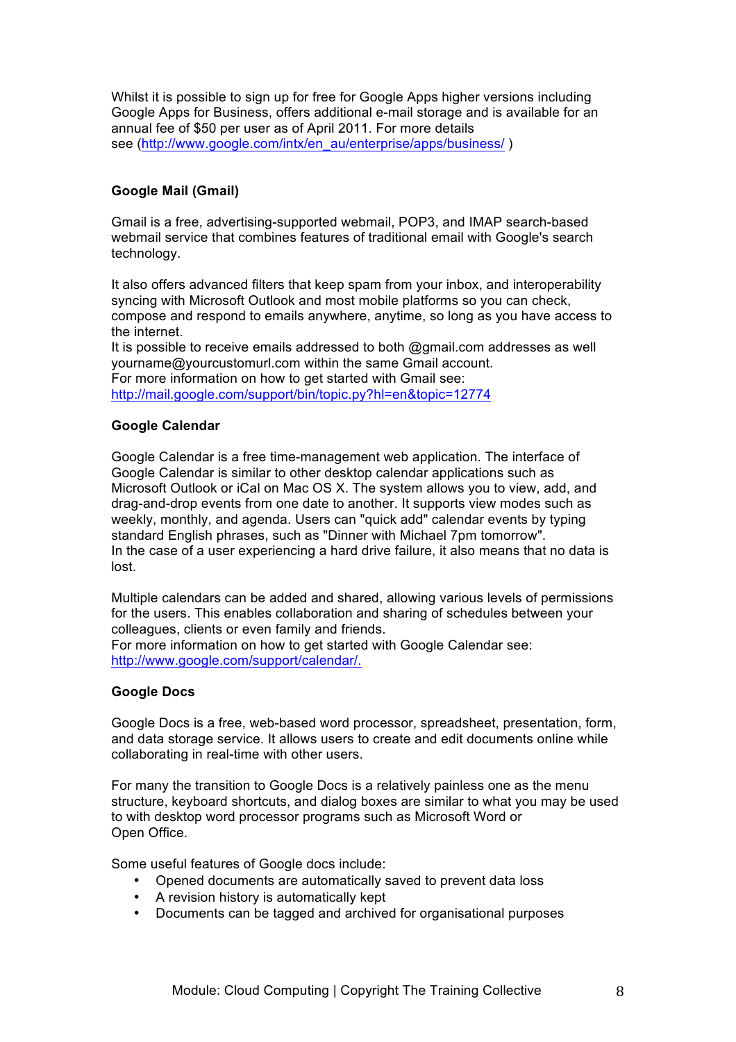Whilst it is possible to sign up for free for Google Apps higher versions including Google Apps for Business, offers additional e-mail storage and is available for an annual fee of $50 per user as of April 2011. For more details see (http://www.google.com/intx/en_au/enterprise/apps/business/ )

**Google Mail (Gmail)**

Gmail is a free, advertising-supported webmail, POP3, and IMAP search-based webmail service that combines features of traditional email with Google's search technology.

It also offers advanced filters that keep spam from your inbox, and interoperability syncing with Microsoft Outlook and most mobile platforms so you can check, compose and respond to emails anywhere, anytime, so long as you have access to the internet.
It is possible to receive emails addressed to both @gmail.com addresses as well yourname@yourcustomurl.com within the same Gmail account.
For more information on how to get started with Gmail see:
http://mail.google.com/support/bin/topic.py?hl=en&topic=12774

**Google Calendar**

Google Calendar is a free time-management web application. The interface of Google Calendar is similar to other desktop calendar applications such as Microsoft Outlook or iCal on Mac OS X. The system allows you to view, add, and drag-and-drop events from one date to another. It supports view modes such as weekly, monthly, and agenda. Users can "quick add" calendar events by typing standard English phrases, such as "Dinner with Michael 7pm tomorrow".
In the case of a user experiencing a hard drive failure, it also means that no data is lost.

Multiple calendars can be added and shared, allowing various levels of permissions for the users. This enables collaboration and sharing of schedules between your colleagues, clients or even family and friends.
For more information on how to get started with Google Calendar see:
http://www.google.com/support/calendar/.

**Google Docs**

Google Docs is a free, web-based word processor, spreadsheet, presentation, form, and data storage service. It allows users to create and edit documents online while collaborating in real-time with other users.

For many the transition to Google Docs is a relatively painless one as the menu structure, keyboard shortcuts, and dialog boxes are similar to what you may be used to with desktop word processor programs such as Microsoft Word or Open Office.

Some useful features of Google docs include:

- Opened documents are automatically saved to prevent data loss
- A revision history is automatically kept
- Documents can be tagged and archived for organisational purposes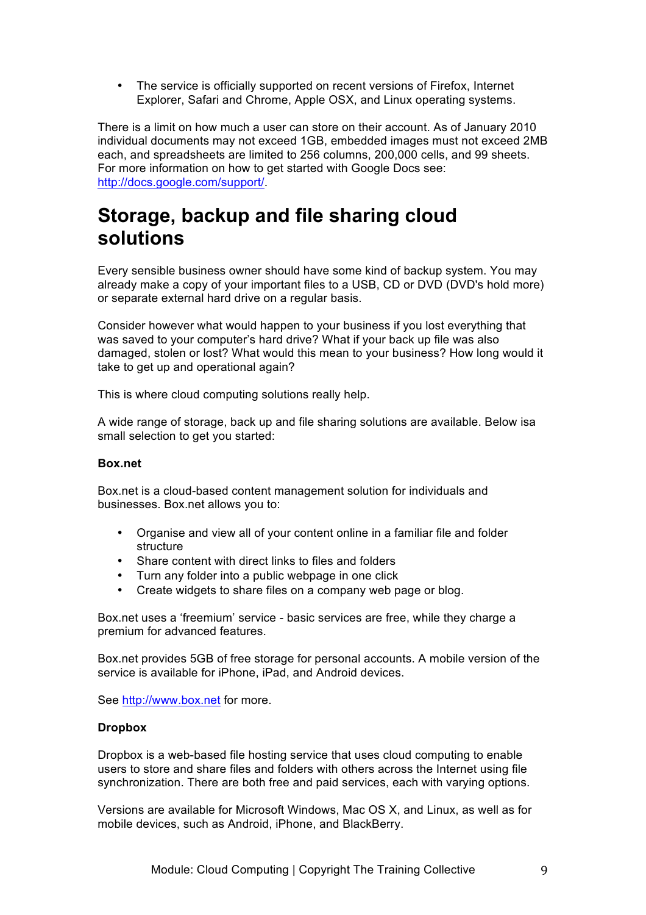- The service is officially supported on recent versions of Firefox, Internet Explorer, Safari and Chrome, Apple OSX, and Linux operating systems.

There is a limit on how much a user can store on their account. As of January 2010 individual documents may not exceed 1GB, embedded images must not exceed 2MB each, and spreadsheets are limited to 256 columns, 200,000 cells, and 99 sheets. For more information on how to get started with Google Docs see: http://docs.google.com/support/.

# Storage, backup and file sharing cloud solutions

Every sensible business owner should have some kind of backup system. You may already make a copy of your important files to a USB, CD or DVD (DVD's hold more) or separate external hard drive on a regular basis.

Consider however what would happen to your business if you lost everything that was saved to your computer's hard drive? What if your back up file was also damaged, stolen or lost? What would this mean to your business? How long would it take to get up and operational again?

This is where cloud computing solutions really help.

A wide range of storage, back up and file sharing solutions are available. Below isa small selection to get you started:

**Box.net**

Box.net is a cloud-based content management solution for individuals and businesses. Box.net allows you to:

- Organise and view all of your content online in a familiar file and folder structure
- Share content with direct links to files and folders
- Turn any folder into a public webpage in one click
- Create widgets to share files on a company web page or blog.

Box.net uses a 'freemium' service - basic services are free, while they charge a premium for advanced features.

Box.net provides 5GB of free storage for personal accounts. A mobile version of the service is available for iPhone, iPad, and Android devices.

See http://www.box.net for more.

**Dropbox**

Dropbox is a web-based file hosting service that uses cloud computing to enable users to store and share files and folders with others across the Internet using file synchronization. There are both free and paid services, each with varying options.

Versions are available for Microsoft Windows, Mac OS X, and Linux, as well as for mobile devices, such as Android, iPhone, and BlackBerry.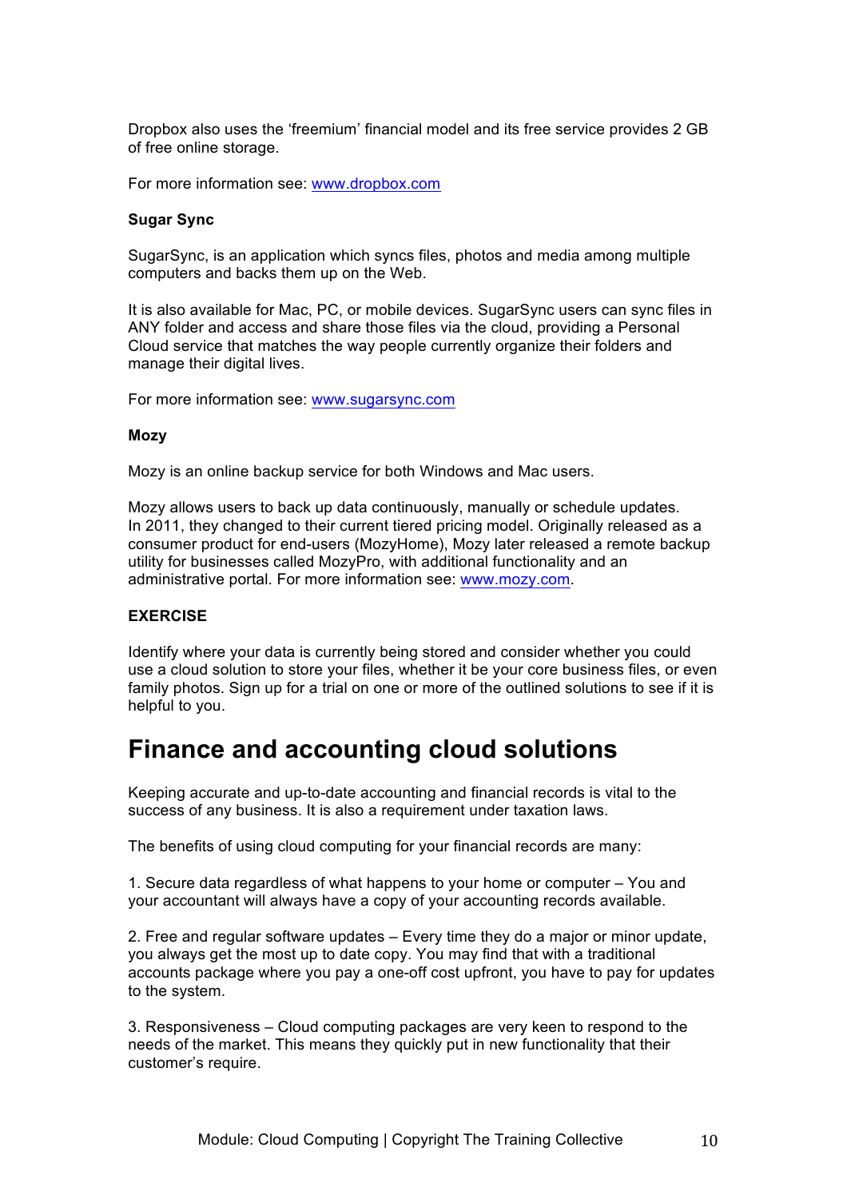Dropbox also uses the 'freemium' financial model and its free service provides 2 GB of free online storage.

For more information see: [www.dropbox.com](http://www.dropbox.com)

**Sugar Sync**

SugarSync, is an application which syncs files, photos and media among multiple computers and backs them up on the Web.

It is also available for Mac, PC, or mobile devices. SugarSync users can sync files in ANY folder and access and share those files via the cloud, providing a Personal Cloud service that matches the way people currently organize their folders and manage their digital lives.

For more information see: [www.sugarsync.com](http://www.sugarsync.com)

**Mozy**

Mozy is an online backup service for both Windows and Mac users.

Mozy allows users to back up data continuously, manually or schedule updates. In 2011, they changed to their current tiered pricing model. Originally released as a consumer product for end-users (MozyHome), Mozy later released a remote backup utility for businesses called MozyPro, with additional functionality and an administrative portal. For more information see: [www.mozy.com](http://www.mozy.com).

**EXERCISE**

Identify where your data is currently being stored and consider whether you could use a cloud solution to store your files, whether it be your core business files, or even family photos. Sign up for a trial on one or more of the outlined solutions to see if it is helpful to you.

# Finance and accounting cloud solutions

Keeping accurate and up-to-date accounting and financial records is vital to the success of any business. It is also a requirement under taxation laws.

The benefits of using cloud computing for your financial records are many:

1. Secure data regardless of what happens to your home or computer – You and your accountant will always have a copy of your accounting records available.

2. Free and regular software updates – Every time they do a major or minor update, you always get the most up to date copy. You may find that with a traditional accounts package where you pay a one-off cost upfront, you have to pay for updates to the system.

3. Responsiveness – Cloud computing packages are very keen to respond to the needs of the market. This means they quickly put in new functionality that their customer's require.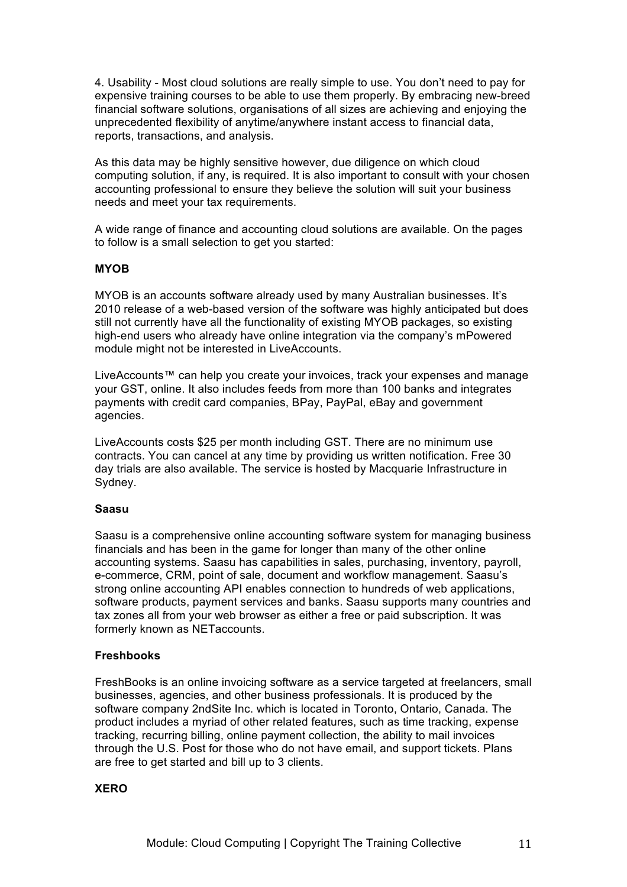4. Usability - Most cloud solutions are really simple to use. You don't need to pay for expensive training courses to be able to use them properly. By embracing new-breed financial software solutions, organisations of all sizes are achieving and enjoying the unprecedented flexibility of anytime/anywhere instant access to financial data, reports, transactions, and analysis.

As this data may be highly sensitive however, due diligence on which cloud computing solution, if any, is required. It is also important to consult with your chosen accounting professional to ensure they believe the solution will suit your business needs and meet your tax requirements.

A wide range of finance and accounting cloud solutions are available. On the pages to follow is a small selection to get you started:

**MYOB**

MYOB is an accounts software already used by many Australian businesses. It's 2010 release of a web-based version of the software was highly anticipated but does still not currently have all the functionality of existing MYOB packages, so existing high-end users who already have online integration via the company's mPowered module might not be interested in LiveAccounts.

LiveAccounts™ can help you create your invoices, track your expenses and manage your GST, online. It also includes feeds from more than 100 banks and integrates payments with credit card companies, BPay, PayPal, eBay and government agencies.

LiveAccounts costs $25 per month including GST. There are no minimum use contracts. You can cancel at any time by providing us written notification. Free 30 day trials are also available. The service is hosted by Macquarie Infrastructure in Sydney.

**Saasu**

Saasu is a comprehensive online accounting software system for managing business financials and has been in the game for longer than many of the other online accounting systems. Saasu has capabilities in sales, purchasing, inventory, payroll, e-commerce, CRM, point of sale, document and workflow management. Saasu's strong online accounting API enables connection to hundreds of web applications, software products, payment services and banks. Saasu supports many countries and tax zones all from your web browser as either a free or paid subscription. It was formerly known as NETaccounts.

**Freshbooks**

FreshBooks is an online invoicing software as a service targeted at freelancers, small businesses, agencies, and other business professionals. It is produced by the software company 2ndSite Inc. which is located in Toronto, Ontario, Canada. The product includes a myriad of other related features, such as time tracking, expense tracking, recurring billing, online payment collection, the ability to mail invoices through the U.S. Post for those who do not have email, and support tickets. Plans are free to get started and bill up to 3 clients.

**XERO**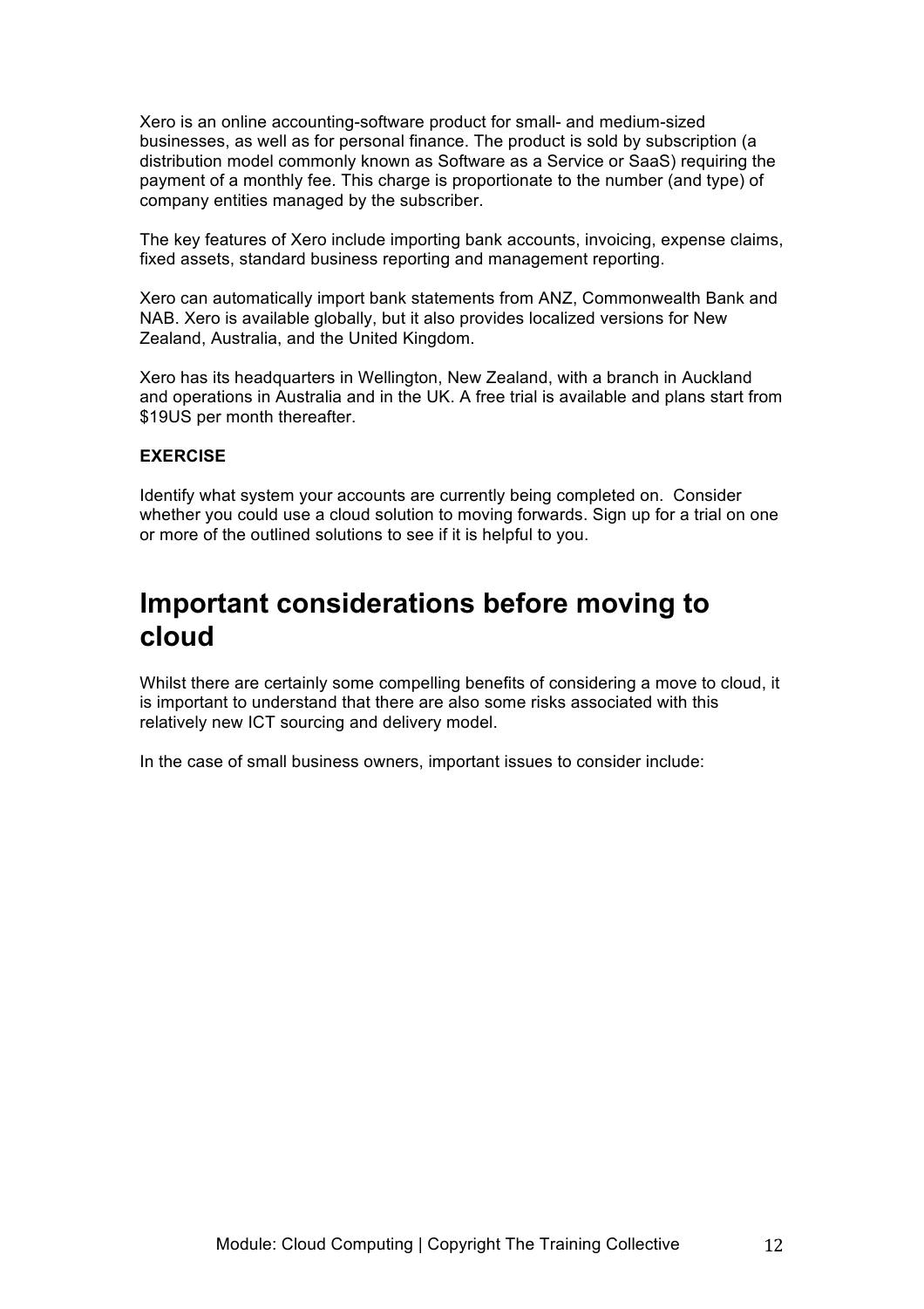Xero is an online accounting-software product for small- and medium-sized businesses, as well as for personal finance. The product is sold by subscription (a distribution model commonly known as Software as a Service or SaaS) requiring the payment of a monthly fee. This charge is proportionate to the number (and type) of company entities managed by the subscriber.

The key features of Xero include importing bank accounts, invoicing, expense claims, fixed assets, standard business reporting and management reporting.

Xero can automatically import bank statements from ANZ, Commonwealth Bank and NAB. Xero is available globally, but it also provides localized versions for New Zealand, Australia, and the United Kingdom.

Xero has its headquarters in Wellington, New Zealand, with a branch in Auckland and operations in Australia and in the UK. A free trial is available and plans start from $19US per month thereafter.

**EXERCISE**

Identify what system your accounts are currently being completed on. Consider whether you could use a cloud solution to moving forwards. Sign up for a trial on one or more of the outlined solutions to see if it is helpful to you.

# Important considerations before moving to cloud

Whilst there are certainly some compelling benefits of considering a move to cloud, it is important to understand that there are also some risks associated with this relatively new ICT sourcing and delivery model.

In the case of small business owners, important issues to consider include: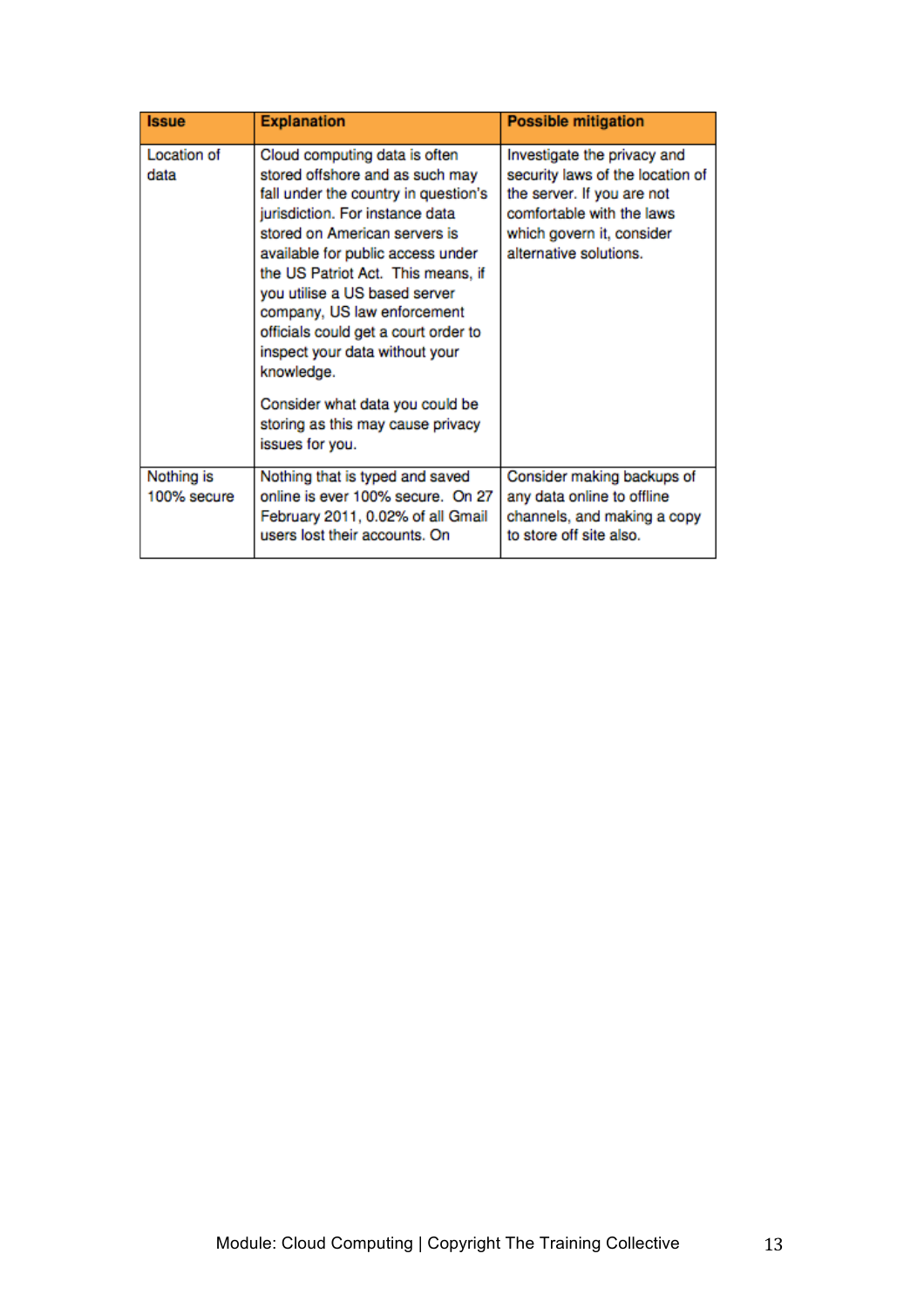| Issue | Explanation | Possible mitigation |
|---|---|---|
| Location of data | Cloud computing data is often stored offshore and as such may fall under the country in question's jurisdiction. For instance data stored on American servers is available for public access under the US Patriot Act. This means, if you utilise a US based server company, US law enforcement officials could get a court order to inspect your data without your knowledge.<br><br>Consider what data you could be storing as this may cause privacy issues for you. | Investigate the privacy and security laws of the location of the server. If you are not comfortable with the laws which govern it, consider alternative solutions. |
| Nothing is 100% secure | Nothing that is typed and saved online is ever 100% secure. On 27 February 2011, 0.02% of all Gmail users lost their accounts. On | Consider making backups of any data online to offline channels, and making a copy to store off site also. |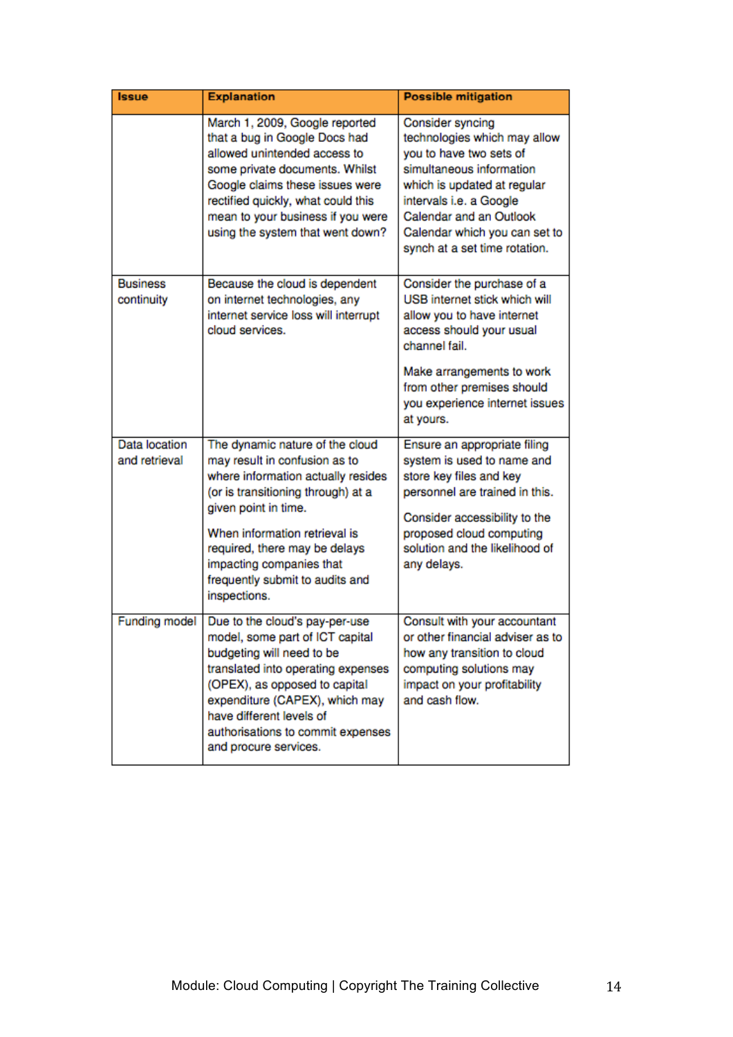| Issue | Explanation | Possible mitigation |
|---|---|---|
| | March 1, 2009, Google reported that a bug in Google Docs had allowed unintended access to some private documents. Whilst Google claims these issues were rectified quickly, what could this mean to your business if you were using the system that went down? | Consider syncing technologies which may allow you to have two sets of simultaneous information which is updated at regular intervals i.e. a Google Calendar and an Outlook Calendar which you can set to synch at a set time rotation. |
| Business continuity | Because the cloud is dependent on internet technologies, any internet service loss will interrupt cloud services. | Consider the purchase of a USB internet stick which will allow you to have internet access should your usual channel fail.<br><br>Make arrangements to work from other premises should you experience internet issues at yours. |
| Data location and retrieval | The dynamic nature of the cloud may result in confusion as to where information actually resides (or is transitioning through) at a given point in time.<br><br>When information retrieval is required, there may be delays impacting companies that frequently submit to audits and inspections. | Ensure an appropriate filing system is used to name and store key files and key personnel are trained in this.<br><br>Consider accessibility to the proposed cloud computing solution and the likelihood of any delays. |
| Funding model | Due to the cloud's pay-per-use model, some part of ICT capital budgeting will need to be translated into operating expenses (OPEX), as opposed to capital expenditure (CAPEX), which may have different levels of authorisations to commit expenses and procure services. | Consult with your accountant or other financial adviser as to how any transition to cloud computing solutions may impact on your profitability and cash flow. |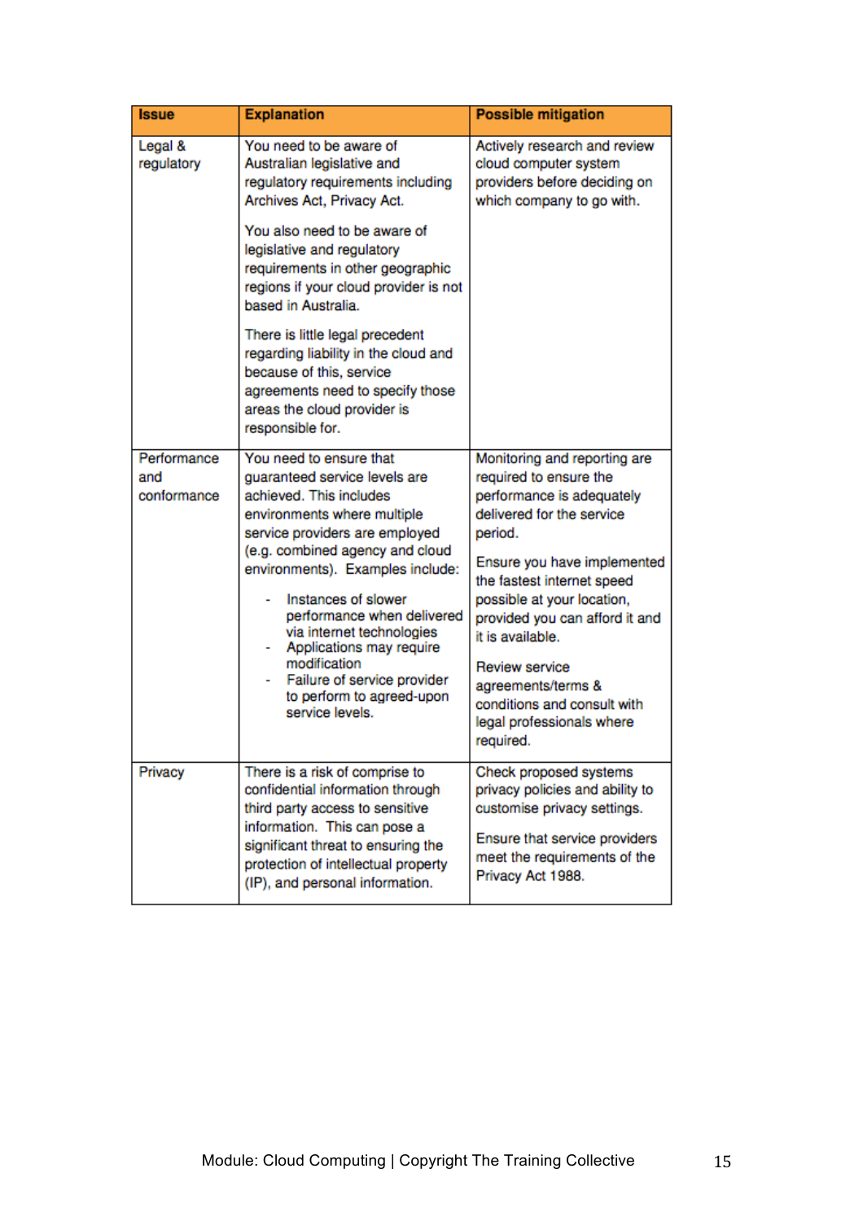| Issue | Explanation | Possible mitigation |
|---|---|---|
| Legal & regulatory | You need to be aware of Australian legislative and regulatory requirements including Archives Act, Privacy Act.<br><br>You also need to be aware of legislative and regulatory requirements in other geographic regions if your cloud provider is not based in Australia.<br><br>There is little legal precedent regarding liability in the cloud and because of this, service agreements need to specify those areas the cloud provider is responsible for. | Actively research and review cloud computer system providers before deciding on which company to go with. |
| Performance and conformance | You need to ensure that guaranteed service levels are achieved. This includes environments where multiple service providers are employed (e.g. combined agency and cloud environments). Examples include:<br><br>- Instances of slower performance when delivered via internet technologies<br>- Applications may require modification<br>- Failure of service provider to perform to agreed-upon service levels. | Monitoring and reporting are required to ensure the performance is adequately delivered for the service period.<br><br>Ensure you have implemented the fastest internet speed possible at your location, provided you can afford it and it is available.<br><br>Review service agreements/terms & conditions and consult with legal professionals where required. |
| Privacy | There is a risk of comprise to confidential information through third party access to sensitive information. This can pose a significant threat to ensuring the protection of intellectual property (IP), and personal information. | Check proposed systems privacy policies and ability to customise privacy settings.<br><br>Ensure that service providers meet the requirements of the Privacy Act 1988. |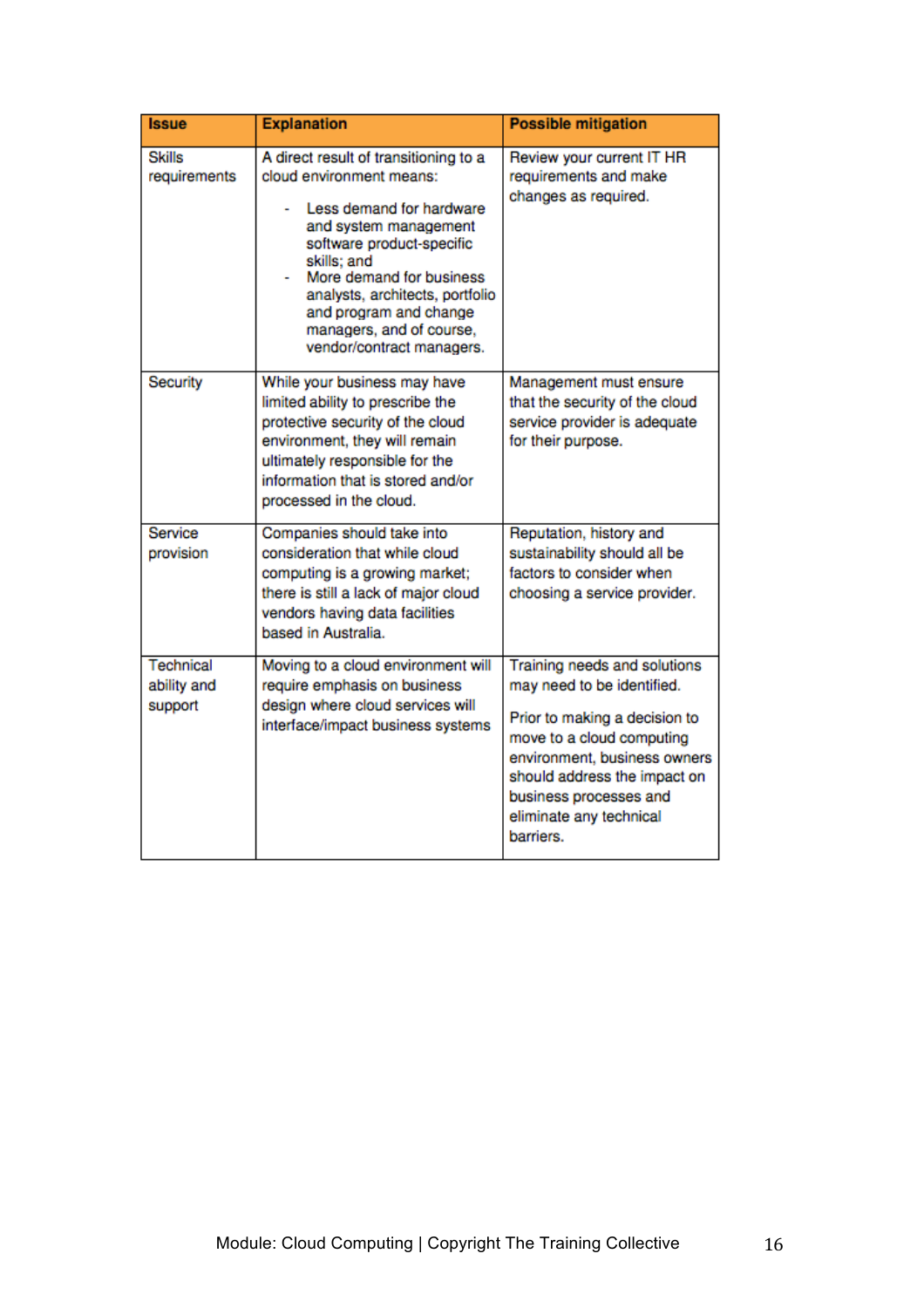| Issue | Explanation | Possible mitigation |
|---|---|---|
| Skills requirements | A direct result of transitioning to a cloud environment means:<br>- Less demand for hardware and system management software product-specific skills; and<br>- More demand for business analysts, architects, portfolio and program and change managers, and of course, vendor/contract managers. | Review your current IT HR requirements and make changes as required. |
| Security | While your business may have limited ability to prescribe the protective security of the cloud environment, they will remain ultimately responsible for the information that is stored and/or processed in the cloud. | Management must ensure that the security of the cloud service provider is adequate for their purpose. |
| Service provision | Companies should take into consideration that while cloud computing is a growing market; there is still a lack of major cloud vendors having data facilities based in Australia. | Reputation, history and sustainability should all be factors to consider when choosing a service provider. |
| Technical ability and support | Moving to a cloud environment will require emphasis on business design where cloud services will interface/impact business systems | Training needs and solutions may need to be identified.<br><br>Prior to making a decision to move to a cloud computing environment, business owners should address the impact on business processes and eliminate any technical barriers. |